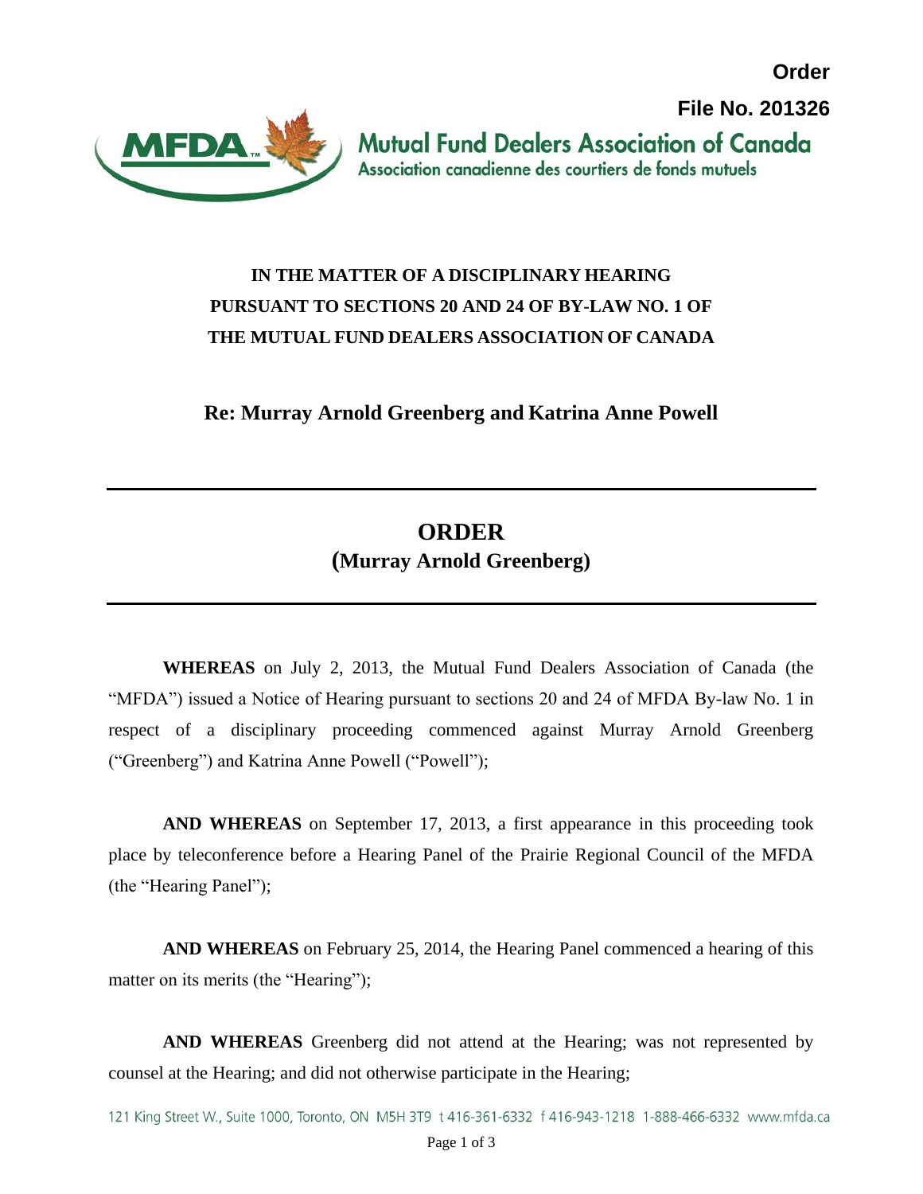**Order**

**File No. 201326**

Mutual Fund Dealers Association of Canada
Association canadienne des courtiers de fonds mutuels

**IN THE MATTER OF A DISCIPLINARY HEARING PURSUANT TO SECTIONS 20 AND 24 OF BY-LAW NO. 1 OF THE MUTUAL FUND DEALERS ASSOCIATION OF CANADA**

**Re: Murray Arnold Greenberg and Katrina Anne Powell**

---

# ORDER
## (Murray Arnold Greenberg)

---

**WHEREAS** on July 2, 2013, the Mutual Fund Dealers Association of Canada (the "MFDA") issued a Notice of Hearing pursuant to sections 20 and 24 of MFDA By-law No. 1 in respect of a disciplinary proceeding commenced against Murray Arnold Greenberg ("Greenberg") and Katrina Anne Powell ("Powell");

**AND WHEREAS** on September 17, 2013, a first appearance in this proceeding took place by teleconference before a Hearing Panel of the Prairie Regional Council of the MFDA (the "Hearing Panel");

**AND WHEREAS** on February 25, 2014, the Hearing Panel commenced a hearing of this matter on its merits (the "Hearing");

**AND WHEREAS** Greenberg did not attend at the Hearing; was not represented by counsel at the Hearing; and did not otherwise participate in the Hearing;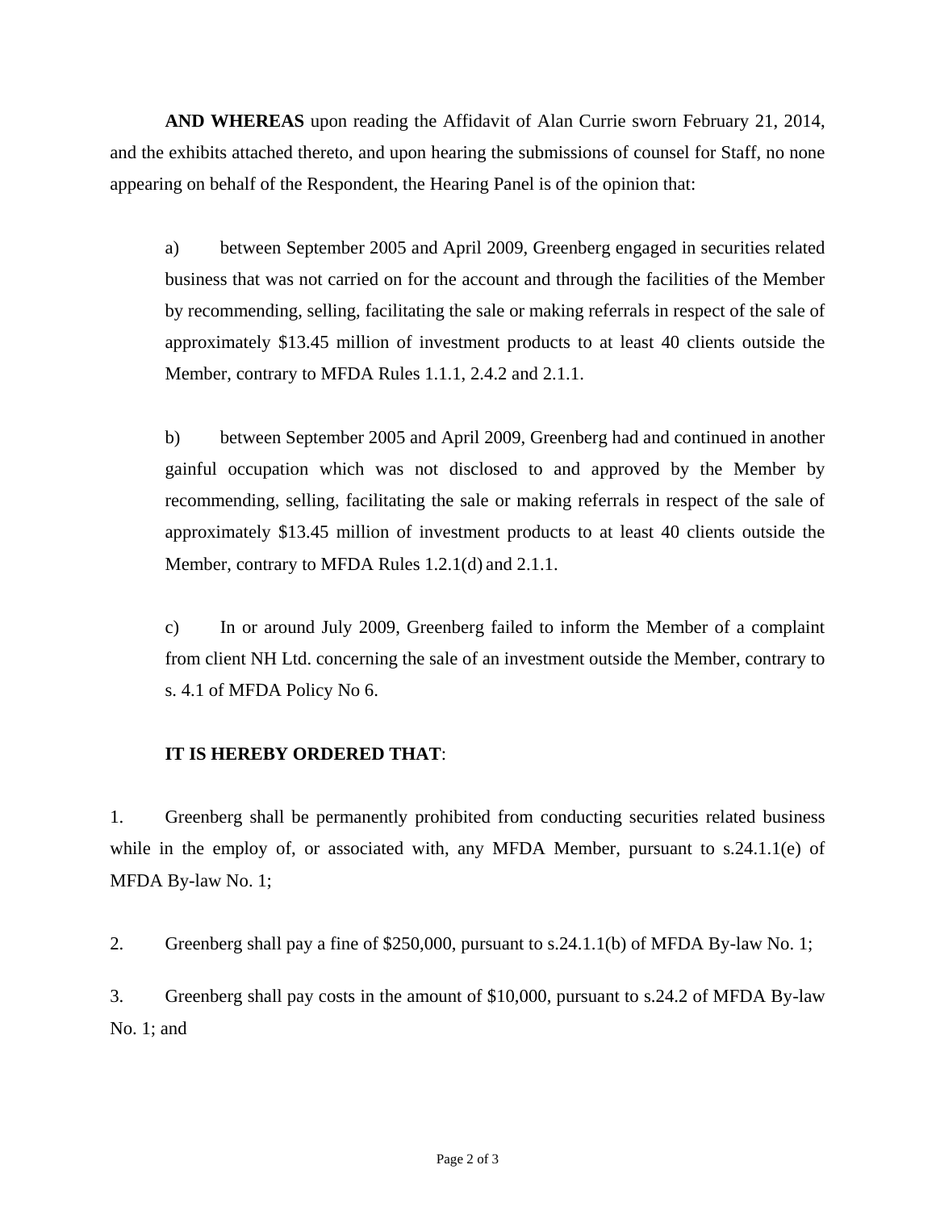**AND WHEREAS** upon reading the Affidavit of Alan Currie sworn February 21, 2014, and the exhibits attached thereto, and upon hearing the submissions of counsel for Staff, no none appearing on behalf of the Respondent, the Hearing Panel is of the opinion that:

a) between September 2005 and April 2009, Greenberg engaged in securities related business that was not carried on for the account and through the facilities of the Member by recommending, selling, facilitating the sale or making referrals in respect of the sale of approximately $13.45 million of investment products to at least 40 clients outside the Member, contrary to MFDA Rules 1.1.1, 2.4.2 and 2.1.1.

b) between September 2005 and April 2009, Greenberg had and continued in another gainful occupation which was not disclosed to and approved by the Member by recommending, selling, facilitating the sale or making referrals in respect of the sale of approximately $13.45 million of investment products to at least 40 clients outside the Member, contrary to MFDA Rules 1.2.1(d) and 2.1.1.

c) In or around July 2009, Greenberg failed to inform the Member of a complaint from client NH Ltd. concerning the sale of an investment outside the Member, contrary to s. 4.1 of MFDA Policy No 6.

**IT IS HEREBY ORDERED THAT**:

1. Greenberg shall be permanently prohibited from conducting securities related business while in the employ of, or associated with, any MFDA Member, pursuant to s.24.1.1(e) of MFDA By-law No. 1;

2. Greenberg shall pay a fine of $250,000, pursuant to s.24.1.1(b) of MFDA By-law No. 1;

3. Greenberg shall pay costs in the amount of $10,000, pursuant to s.24.2 of MFDA By-law No. 1; and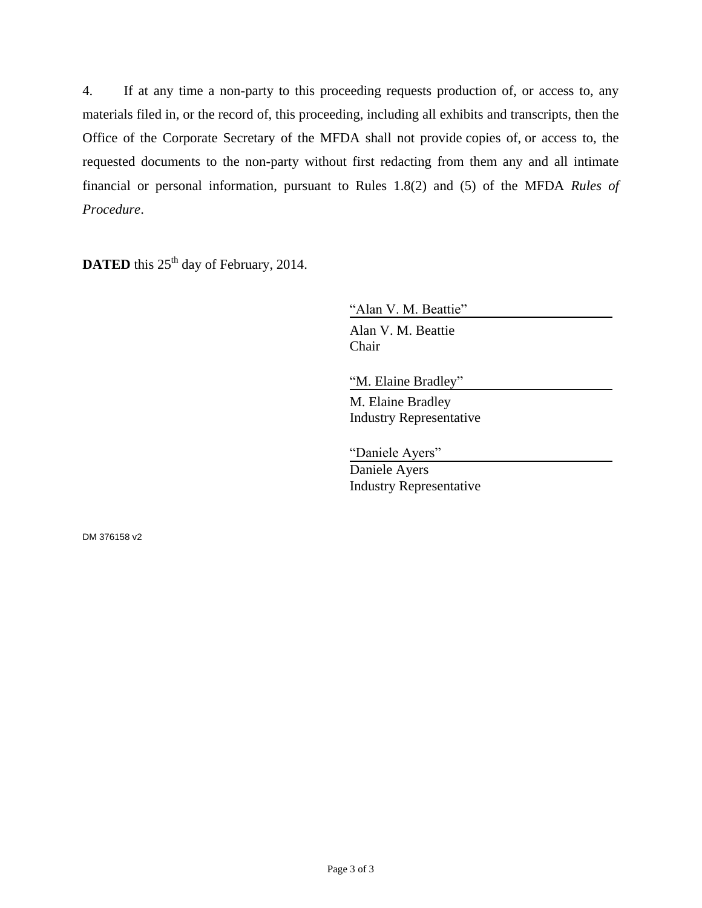4. If at any time a non-party to this proceeding requests production of, or access to, any materials filed in, or the record of, this proceeding, including all exhibits and transcripts, then the Office of the Corporate Secretary of the MFDA shall not provide copies of, or access to, the requested documents to the non-party without first redacting from them any and all intimate financial or personal information, pursuant to Rules 1.8(2) and (5) of the MFDA *Rules of Procedure*.

**DATED** this 25th day of February, 2014.

“Alan V. M. Beattie”
Alan V. M. Beattie
Chair

“M. Elaine Bradley”
M. Elaine Bradley
Industry Representative

“Daniele Ayers”
Daniele Ayers
Industry Representative

DM 376158 v2